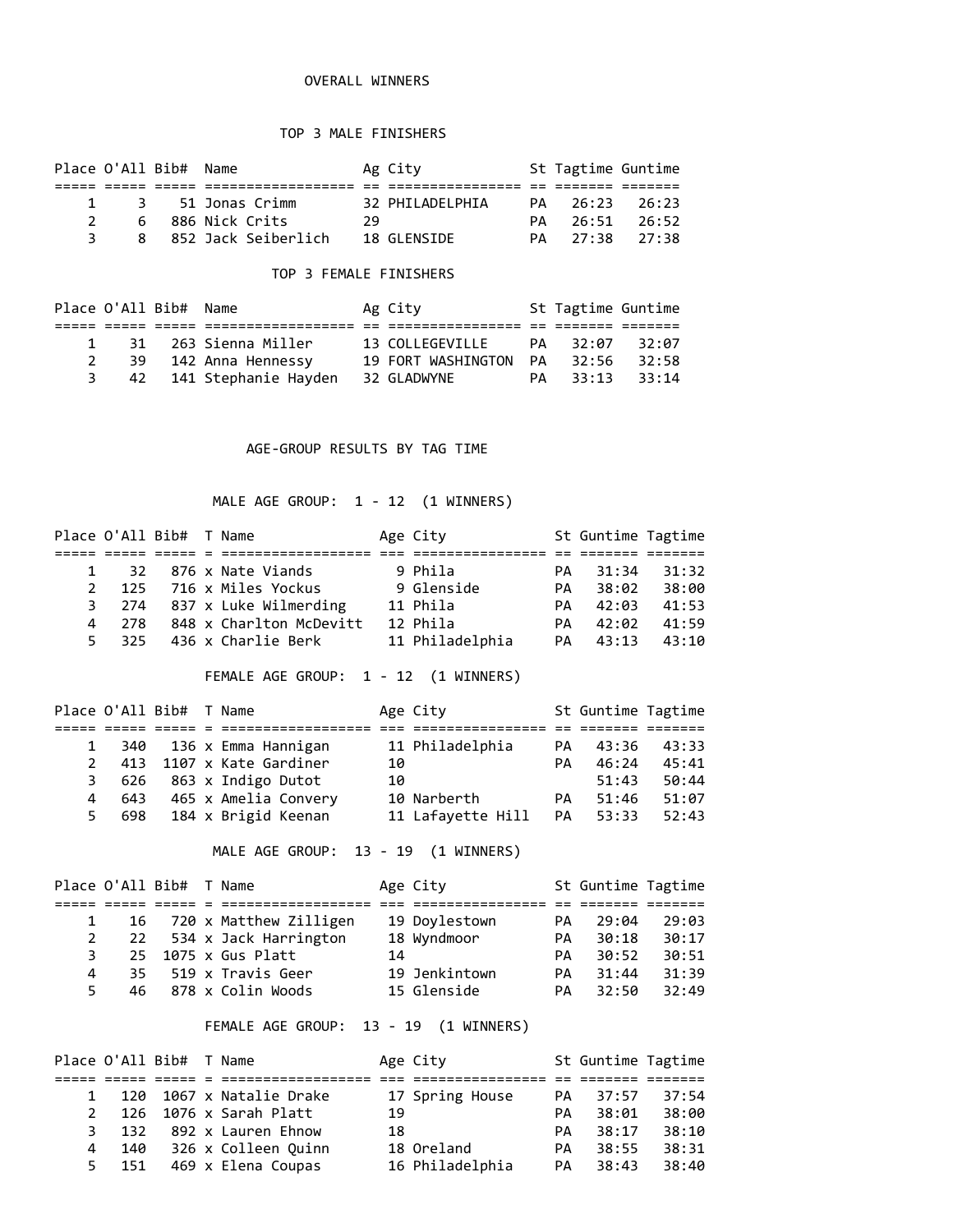# OVERALL WINNERS

## TOP 3 MALE FINISHERS

| Place | O'All | Bib# | Name | Ag | City | St | Tagtime | Guntime |
|---|---|---|---|---|---|---|---|---|
| 1 | 3 | 51 | Jonas Crimm | 32 | PHILADELPHIA | PA | 26:23 | 26:23 |
| 2 | 6 | 886 | Nick Crits | 29 | | PA | 26:51 | 26:52 |
| 3 | 8 | 852 | Jack Seiberlich | 18 | GLENSIDE | PA | 27:38 | 27:38 |

## TOP 3 FEMALE FINISHERS

| Place | O'All | Bib# | Name | Ag | City | St | Tagtime | Guntime |
|---|---|---|---|---|---|---|---|---|
| 1 | 31 | 263 | Sienna Miller | 13 | COLLEGEVILLE | PA | 32:07 | 32:07 |
| 2 | 39 | 142 | Anna Hennessy | 19 | FORT WASHINGTON | PA | 32:56 | 32:58 |
| 3 | 42 | 141 | Stephanie Hayden | 32 | GLADWYNE | PA | 33:13 | 33:14 |

# AGE-GROUP RESULTS BY TAG TIME

## MALE AGE GROUP: 1 - 12 (1 WINNERS)

| Place | O'All | Bib# | T | Name | Age | City | St | Guntime | Tagtime |
|---|---|---|---|---|---|---|---|---|---|
| 1 | 32 | 876 | x | Nate Viands | 9 | Phila | PA | 31:34 | 31:32 |
| 2 | 125 | 716 | x | Miles Yockus | 9 | Glenside | PA | 38:02 | 38:00 |
| 3 | 274 | 837 | x | Luke Wilmerding | 11 | Phila | PA | 42:03 | 41:53 |
| 4 | 278 | 848 | x | Charlton McDevitt | 12 | Phila | PA | 42:02 | 41:59 |
| 5 | 325 | 436 | x | Charlie Berk | 11 | Philadelphia | PA | 43:13 | 43:10 |

## FEMALE AGE GROUP: 1 - 12 (1 WINNERS)

| Place | O'All | Bib# | T | Name | Age | City | St | Guntime | Tagtime |
|---|---|---|---|---|---|---|---|---|---|
| 1 | 340 | 136 | x | Emma Hannigan | 11 | Philadelphia | PA | 43:36 | 43:33 |
| 2 | 413 | 1107 | x | Kate Gardiner | 10 | | PA | 46:24 | 45:41 |
| 3 | 626 | 863 | x | Indigo Dutot | 10 | | | 51:43 | 50:44 |
| 4 | 643 | 465 | x | Amelia Convery | 10 | Narberth | PA | 51:46 | 51:07 |
| 5 | 698 | 184 | x | Brigid Keenan | 11 | Lafayette Hill | PA | 53:33 | 52:43 |

## MALE AGE GROUP: 13 - 19 (1 WINNERS)

| Place | O'All | Bib# | T | Name | Age | City | St | Guntime | Tagtime |
|---|---|---|---|---|---|---|---|---|---|
| 1 | 16 | 720 | x | Matthew Zilligen | 19 | Doylestown | PA | 29:04 | 29:03 |
| 2 | 22 | 534 | x | Jack Harrington | 18 | Wyndmoor | PA | 30:18 | 30:17 |
| 3 | 25 | 1075 | x | Gus Platt | 14 | | PA | 30:52 | 30:51 |
| 4 | 35 | 519 | x | Travis Geer | 19 | Jenkintown | PA | 31:44 | 31:39 |
| 5 | 46 | 878 | x | Colin Woods | 15 | Glenside | PA | 32:50 | 32:49 |

## FEMALE AGE GROUP: 13 - 19 (1 WINNERS)

| Place | O'All | Bib# | T | Name | Age | City | St | Guntime | Tagtime |
|---|---|---|---|---|---|---|---|---|---|
| 1 | 120 | 1067 | x | Natalie Drake | 17 | Spring House | PA | 37:57 | 37:54 |
| 2 | 126 | 1076 | x | Sarah Platt | 19 | | PA | 38:01 | 38:00 |
| 3 | 132 | 892 | x | Lauren Ehnow | 18 | | PA | 38:17 | 38:10 |
| 4 | 140 | 326 | x | Colleen Quinn | 18 | Oreland | PA | 38:55 | 38:31 |
| 5 | 151 | 469 | x | Elena Coupas | 16 | Philadelphia | PA | 38:43 | 38:40 |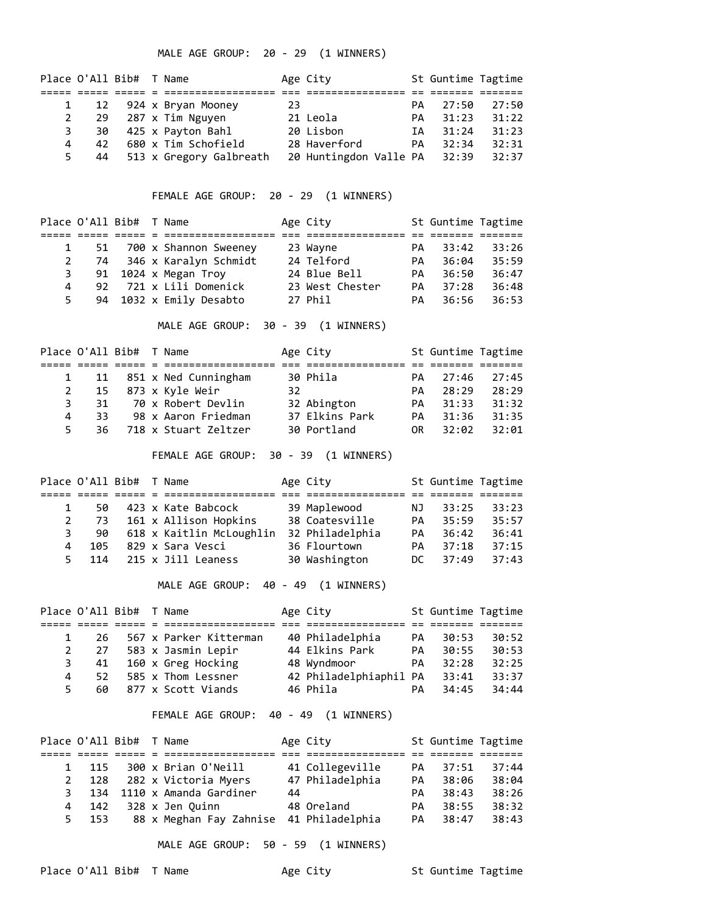MALE AGE GROUP: 20 - 29 (1 WINNERS)

| Place | O'All | Bib# | T | Name | Age | City | St | Guntime | Tagtime |
|---|---|---|---|---|---|---|---|---|---|
| 1 | 12 | 924 | x | Bryan Mooney | 23 | | PA | 27:50 | 27:50 |
| 2 | 29 | 287 | x | Tim Nguyen | 21 | Leola | PA | 31:23 | 31:22 |
| 3 | 30 | 425 | x | Payton Bahl | 20 | Lisbon | IA | 31:24 | 31:23 |
| 4 | 42 | 680 | x | Tim Schofield | 28 | Haverford | PA | 32:34 | 32:31 |
| 5 | 44 | 513 | x | Gregory Galbreath | 20 | Huntingdon Valle | PA | 32:39 | 32:37 |

FEMALE AGE GROUP: 20 - 29 (1 WINNERS)

| Place | O'All | Bib# | T | Name | Age | City | St | Guntime | Tagtime |
|---|---|---|---|---|---|---|---|---|---|
| 1 | 51 | 700 | x | Shannon Sweeney | 23 | Wayne | PA | 33:42 | 33:26 |
| 2 | 74 | 346 | x | Karalyn Schmidt | 24 | Telford | PA | 36:04 | 35:59 |
| 3 | 91 | 1024 | x | Megan Troy | 24 | Blue Bell | PA | 36:50 | 36:47 |
| 4 | 92 | 721 | x | Lili Domenick | 23 | West Chester | PA | 37:28 | 36:48 |
| 5 | 94 | 1032 | x | Emily Desabto | 27 | Phil | PA | 36:56 | 36:53 |

MALE AGE GROUP: 30 - 39 (1 WINNERS)

| Place | O'All | Bib# | T | Name | Age | City | St | Guntime | Tagtime |
|---|---|---|---|---|---|---|---|---|---|
| 1 | 11 | 851 | x | Ned Cunningham | 30 | Phila | PA | 27:46 | 27:45 |
| 2 | 15 | 873 | x | Kyle Weir | 32 | | PA | 28:29 | 28:29 |
| 3 | 31 | 70 | x | Robert Devlin | 32 | Abington | PA | 31:33 | 31:32 |
| 4 | 33 | 98 | x | Aaron Friedman | 37 | Elkins Park | PA | 31:36 | 31:35 |
| 5 | 36 | 718 | x | Stuart Zeltzer | 30 | Portland | OR | 32:02 | 32:01 |

FEMALE AGE GROUP: 30 - 39 (1 WINNERS)

| Place | O'All | Bib# | T | Name | Age | City | St | Guntime | Tagtime |
|---|---|---|---|---|---|---|---|---|---|
| 1 | 50 | 423 | x | Kate Babcock | 39 | Maplewood | NJ | 33:25 | 33:23 |
| 2 | 73 | 161 | x | Allison Hopkins | 38 | Coatesville | PA | 35:59 | 35:57 |
| 3 | 90 | 618 | x | Kaitlin McLoughlin | 32 | Philadelphia | PA | 36:42 | 36:41 |
| 4 | 105 | 829 | x | Sara Vesci | 36 | Flourtown | PA | 37:18 | 37:15 |
| 5 | 114 | 215 | x | Jill Leaness | 30 | Washington | DC | 37:49 | 37:43 |

MALE AGE GROUP: 40 - 49 (1 WINNERS)

| Place | O'All | Bib# | T | Name | Age | City | St | Guntime | Tagtime |
|---|---|---|---|---|---|---|---|---|---|
| 1 | 26 | 567 | x | Parker Kitterman | 40 | Philadelphia | PA | 30:53 | 30:52 |
| 2 | 27 | 583 | x | Jasmin Lepir | 44 | Elkins Park | PA | 30:55 | 30:53 |
| 3 | 41 | 160 | x | Greg Hocking | 48 | Wyndmoor | PA | 32:28 | 32:25 |
| 4 | 52 | 585 | x | Thom Lessner | 42 | Philadelphiaphil | PA | 33:41 | 33:37 |
| 5 | 60 | 877 | x | Scott Viands | 46 | Phila | PA | 34:45 | 34:44 |

FEMALE AGE GROUP: 40 - 49 (1 WINNERS)

| Place | O'All | Bib# | T | Name | Age | City | St | Guntime | Tagtime |
|---|---|---|---|---|---|---|---|---|---|
| 1 | 115 | 300 | x | Brian O'Neill | 41 | Collegeville | PA | 37:51 | 37:44 |
| 2 | 128 | 282 | x | Victoria Myers | 47 | Philadelphia | PA | 38:06 | 38:04 |
| 3 | 134 | 1110 | x | Amanda Gardiner | 44 | | PA | 38:43 | 38:26 |
| 4 | 142 | 328 | x | Jen Quinn | 48 | Oreland | PA | 38:55 | 38:32 |
| 5 | 153 | 88 | x | Meghan Fay Zahnise | 41 | Philadelphia | PA | 38:47 | 38:43 |

MALE AGE GROUP: 50 - 59 (1 WINNERS)

| Place | O'All | Bib# | T | Name | Age | City | St | Guntime | Tagtime |
|---|---|---|---|---|---|---|---|---|---|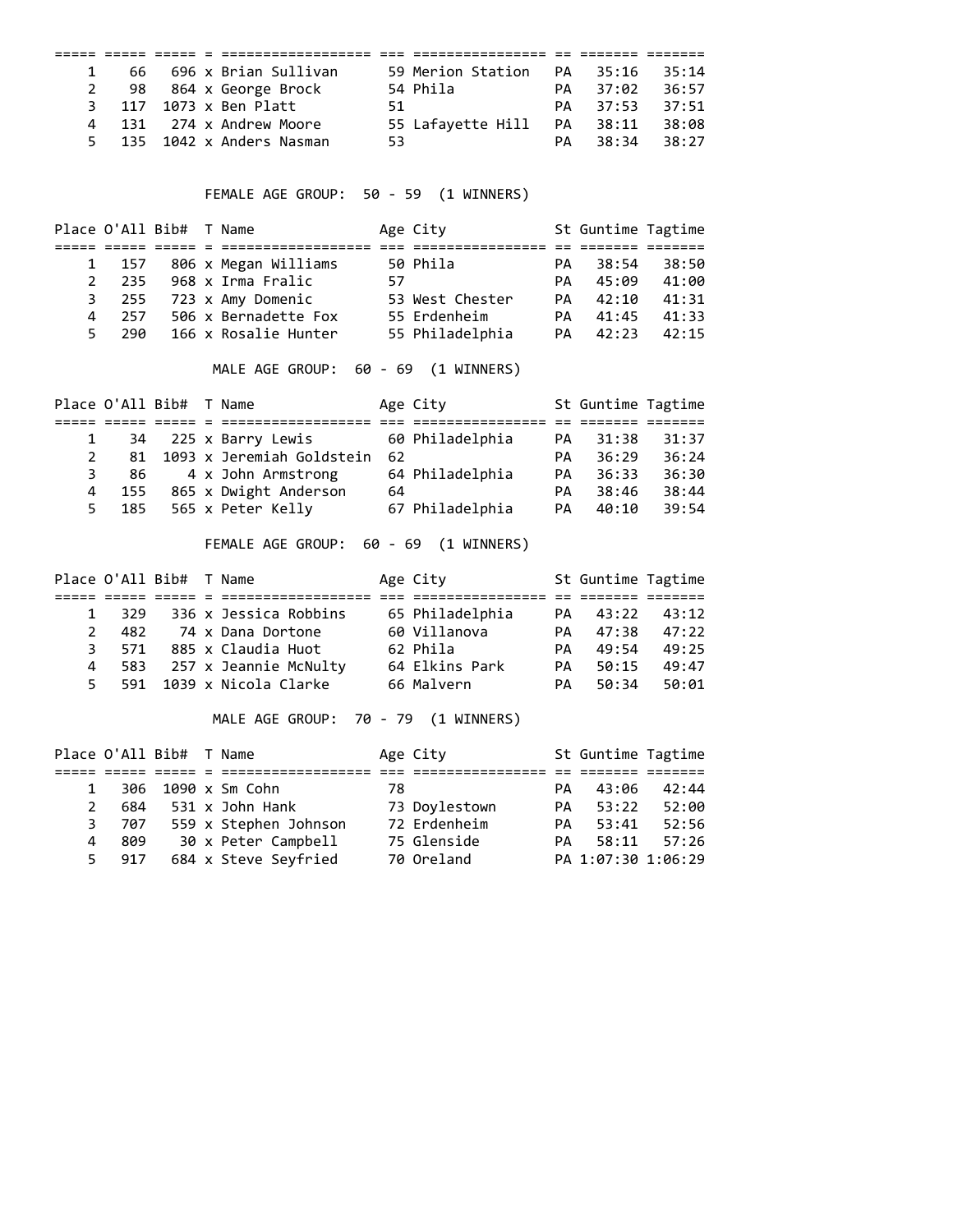| Place | O'All | Bib# | T | Name | Age | City | St | Guntime | Tagtime |
|---|---|---|---|---|---|---|---|---|---|
| 1 | 66 | 696 | x | Brian Sullivan | 59 | Merion Station | PA | 35:16 | 35:14 |
| 2 | 98 | 864 | x | George Brock | 54 | Phila | PA | 37:02 | 36:57 |
| 3 | 117 | 1073 | x | Ben Platt | 51 | | PA | 37:53 | 37:51 |
| 4 | 131 | 274 | x | Andrew Moore | 55 | Lafayette Hill | PA | 38:11 | 38:08 |
| 5 | 135 | 1042 | x | Anders Nasman | 53 | | PA | 38:34 | 38:27 |

FEMALE AGE GROUP: 50 - 59 (1 WINNERS)

| Place | O'All | Bib# | T | Name | Age | City | St | Guntime | Tagtime |
|---|---|---|---|---|---|---|---|---|---|
| 1 | 157 | 806 | x | Megan Williams | 50 | Phila | PA | 38:54 | 38:50 |
| 2 | 235 | 968 | x | Irma Fralic | 57 | | PA | 45:09 | 41:00 |
| 3 | 255 | 723 | x | Amy Domenic | 53 | West Chester | PA | 42:10 | 41:31 |
| 4 | 257 | 506 | x | Bernadette Fox | 55 | Erdenheim | PA | 41:45 | 41:33 |
| 5 | 290 | 166 | x | Rosalie Hunter | 55 | Philadelphia | PA | 42:23 | 42:15 |

MALE AGE GROUP: 60 - 69 (1 WINNERS)

| Place | O'All | Bib# | T | Name | Age | City | St | Guntime | Tagtime |
|---|---|---|---|---|---|---|---|---|---|
| 1 | 34 | 225 | x | Barry Lewis | 60 | Philadelphia | PA | 31:38 | 31:37 |
| 2 | 81 | 1093 | x | Jeremiah Goldstein | 62 | | PA | 36:29 | 36:24 |
| 3 | 86 | 4 | x | John Armstrong | 64 | Philadelphia | PA | 36:33 | 36:30 |
| 4 | 155 | 865 | x | Dwight Anderson | 64 | | PA | 38:46 | 38:44 |
| 5 | 185 | 565 | x | Peter Kelly | 67 | Philadelphia | PA | 40:10 | 39:54 |

FEMALE AGE GROUP: 60 - 69 (1 WINNERS)

| Place | O'All | Bib# | T | Name | Age | City | St | Guntime | Tagtime |
|---|---|---|---|---|---|---|---|---|---|
| 1 | 329 | 336 | x | Jessica Robbins | 65 | Philadelphia | PA | 43:22 | 43:12 |
| 2 | 482 | 74 | x | Dana Dortone | 60 | Villanova | PA | 47:38 | 47:22 |
| 3 | 571 | 885 | x | Claudia Huot | 62 | Phila | PA | 49:54 | 49:25 |
| 4 | 583 | 257 | x | Jeannie McNulty | 64 | Elkins Park | PA | 50:15 | 49:47 |
| 5 | 591 | 1039 | x | Nicola Clarke | 66 | Malvern | PA | 50:34 | 50:01 |

MALE AGE GROUP: 70 - 79 (1 WINNERS)

| Place | O'All | Bib# | T | Name | Age | City | St | Guntime | Tagtime |
|---|---|---|---|---|---|---|---|---|---|
| 1 | 306 | 1090 | x | Sm Cohn | 78 | | PA | 43:06 | 42:44 |
| 2 | 684 | 531 | x | John Hank | 73 | Doylestown | PA | 53:22 | 52:00 |
| 3 | 707 | 559 | x | Stephen Johnson | 72 | Erdenheim | PA | 53:41 | 52:56 |
| 4 | 809 | 30 | x | Peter Campbell | 75 | Glenside | PA | 58:11 | 57:26 |
| 5 | 917 | 684 | x | Steve Seyfried | 70 | Oreland | PA | 1:07:30 | 1:06:29 |